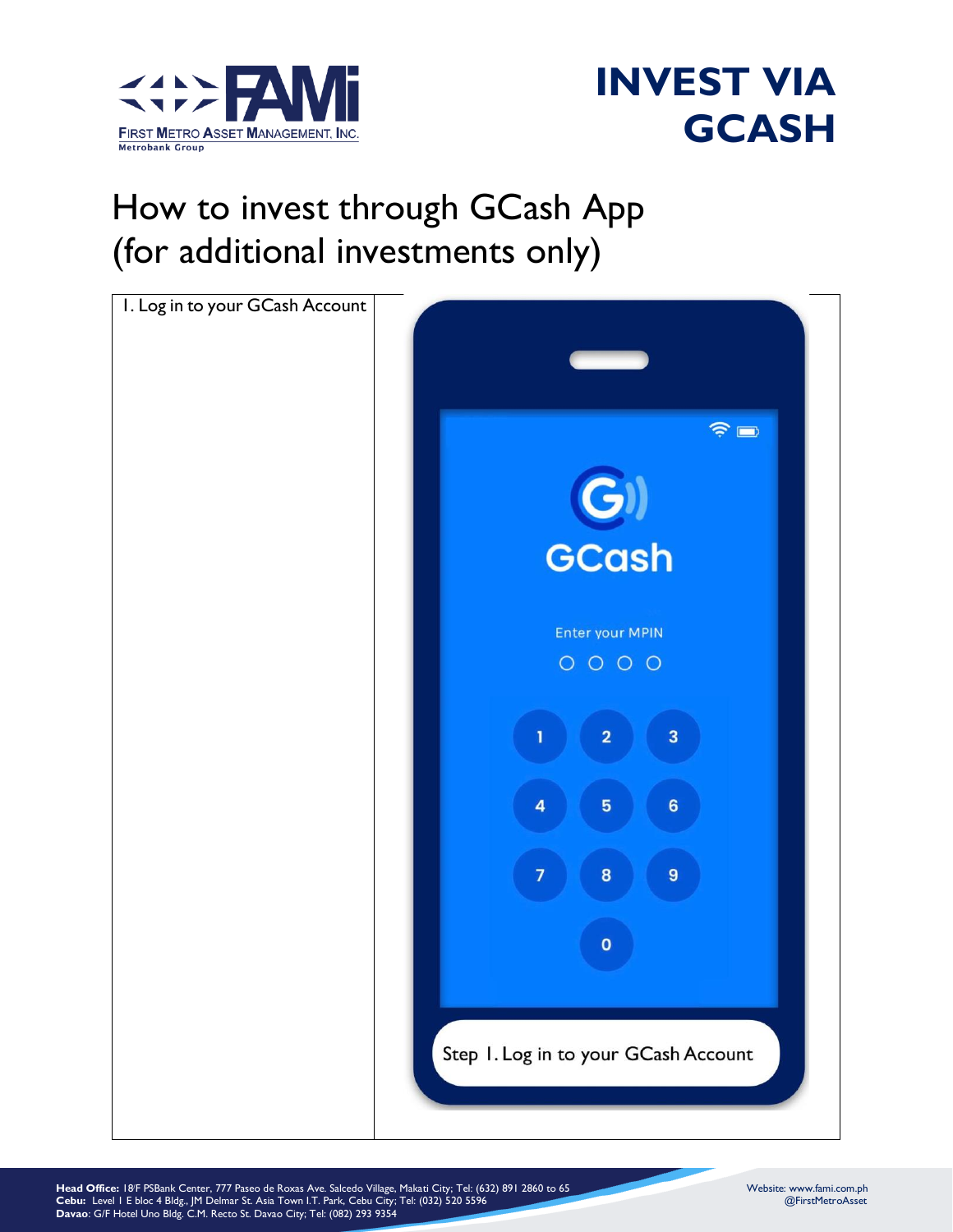# INVEST VIA GCASH

## How to invest through GCash App (for additional investments only)

| 1. Log in to your GCash Account | |
|---|---|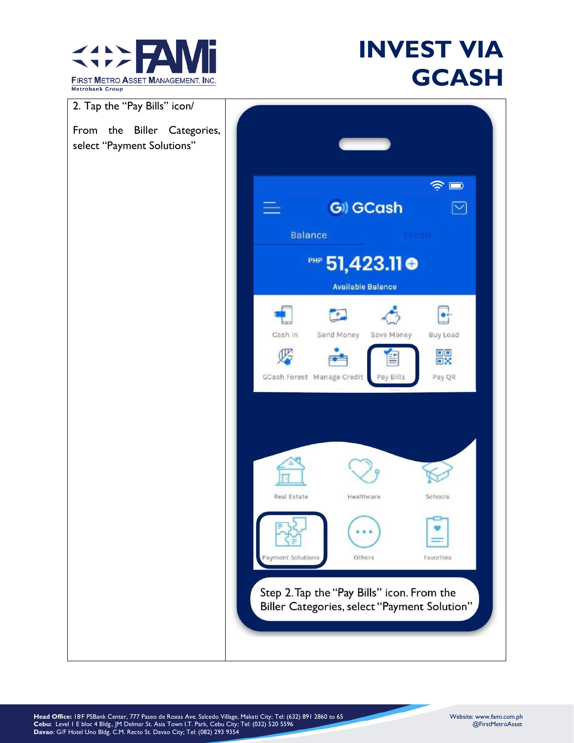# INVEST VIA GCASH

2. Tap the "Pay Bills" icon/

From the Biller Categories, select "Payment Solutions"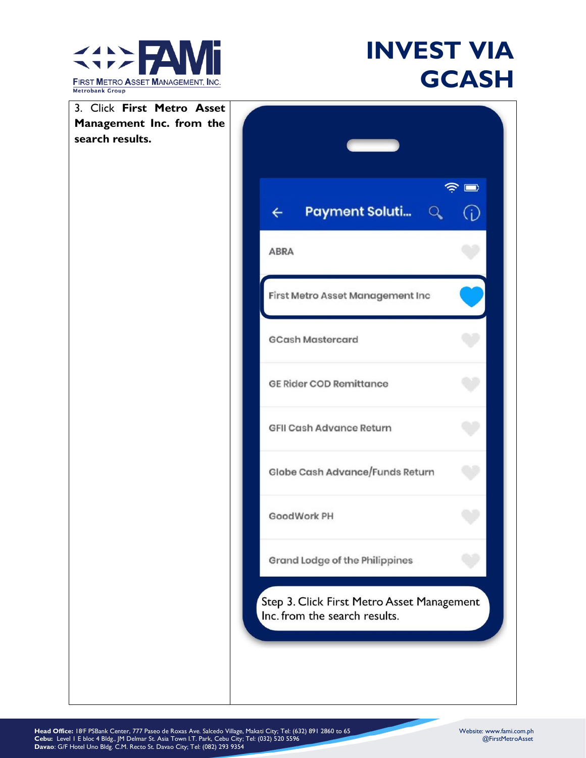# INVEST VIA GCASH

3. Click **First Metro Asset Management Inc. from the search results.**

Payment Soluti...

ABRA

First Metro Asset Management Inc

GCash Mastercard

GE Rider COD Remittance

GFII Cash Advance Return

Globe Cash Advance/Funds Return

GoodWork PH

Grand Lodge of the Philippines

Step 3. Click First Metro Asset Management Inc. from the search results.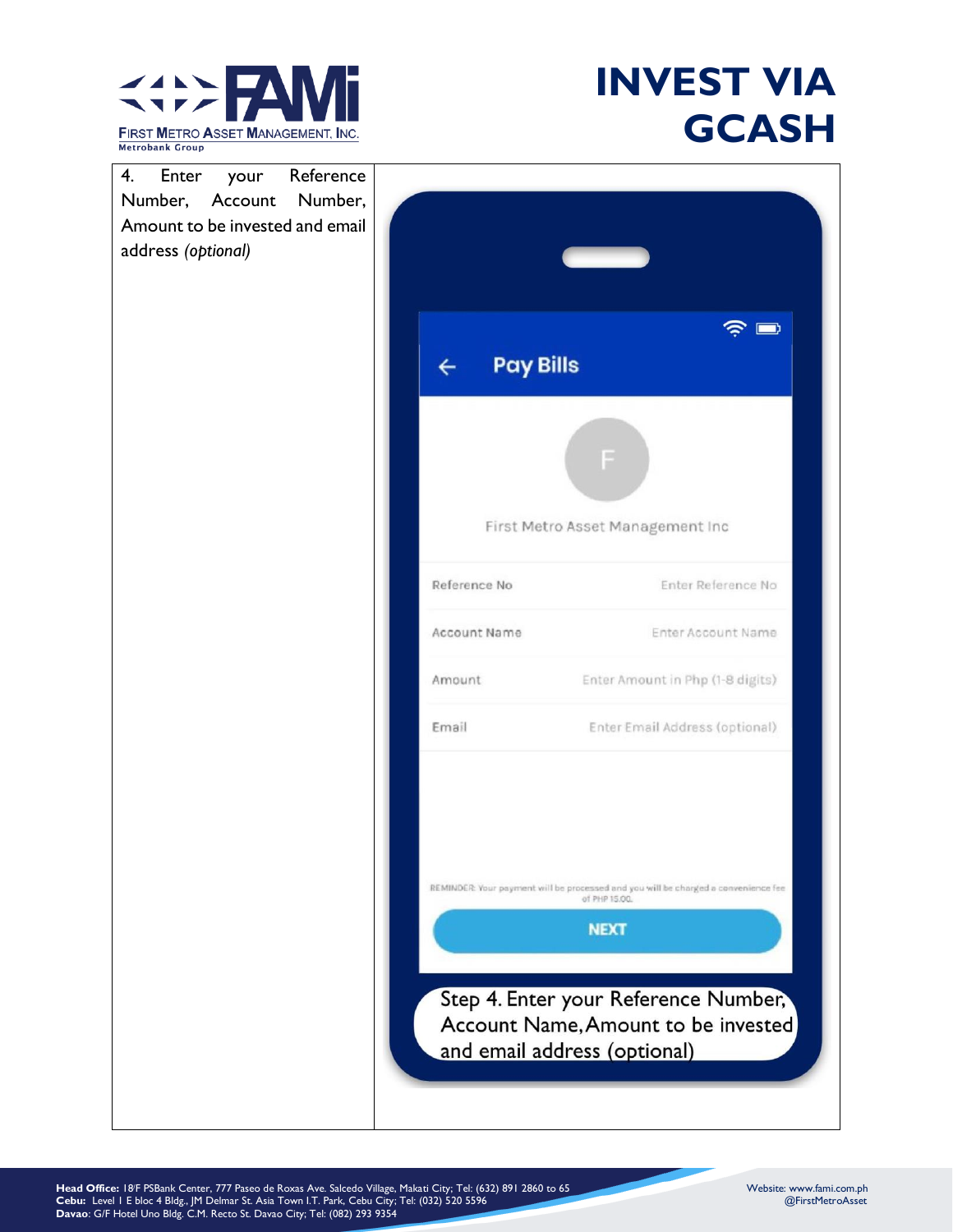# INVEST VIA GCASH

| | |
|---|---|
| 4. Enter your Reference Number, Account Number, Amount to be invested and email address *(optional)* | Pay Bills<br><br>First Metro Asset Management Inc<br><br>Reference No — Enter Reference No<br>Account Name — Enter Account Name<br>Amount — Enter Amount in Php (1-8 digits)<br>Email — Enter Email Address (optional)<br><br>REMINDER: Your payment will be processed and you will be charged a convenience fee of PHP 15.00.<br><br>NEXT<br><br>Step 4. Enter your Reference Number, Account Name, Amount to be invested and email address (optional) |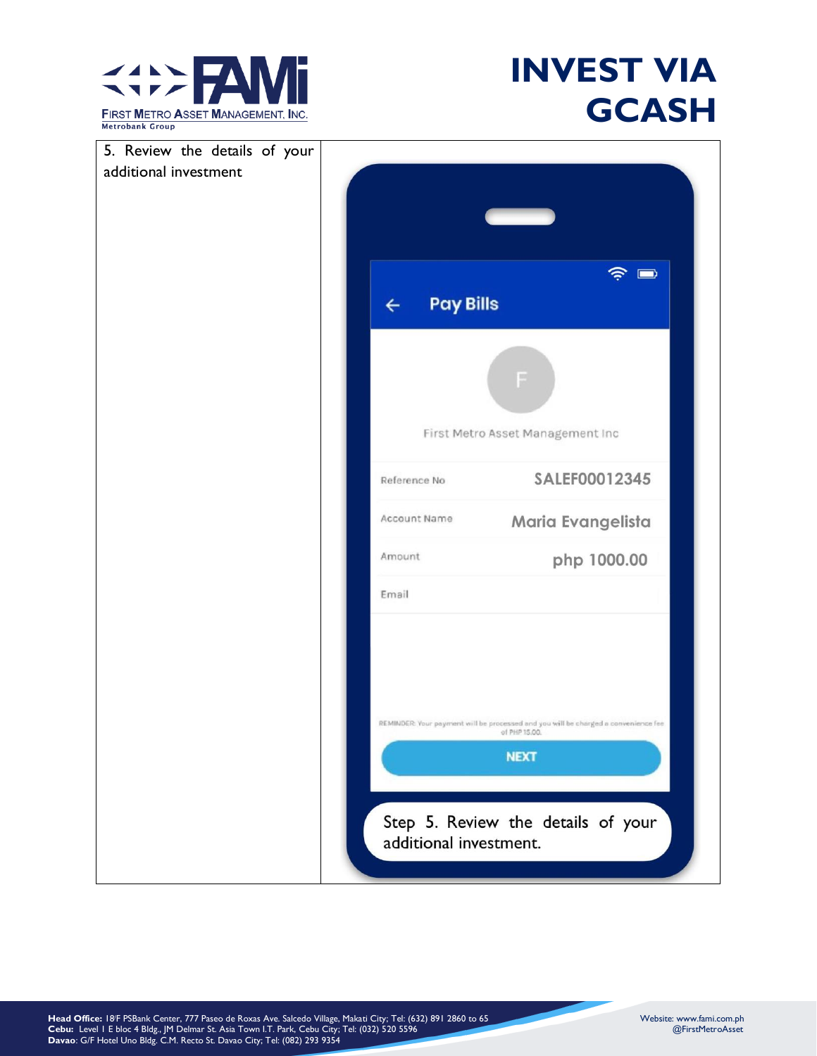# INVEST VIA GCASH

| 5. Review the details of your additional investment | Pay Bills<br><br>F<br><br>First Metro Asset Management Inc<br><br>Reference No SALEF00012345<br><br>Account Name Maria Evangelista<br><br>Amount php 1000.00<br><br>Email<br><br>REMINDER: Your payment will be processed and you will be charged a convenience fee of PHP 15.00.<br><br>NEXT<br><br>Step 5. Review the details of your additional investment. |
|---|---|

**Head Office:** 18/F PSBank Center, 777 Paseo de Roxas Ave. Salcedo Village, Makati City; Tel: (632) 891 2860 to 65
**Cebu:** Level 1 E bloc 4 Bldg., JM Delmar St. Asia Town I.T. Park, Cebu City; Tel: (032) 520 5596
**Davao**: G/F Hotel Uno Bldg. C.M. Recto St. Davao City; Tel: (082) 293 9354

Website: www.fami.com.ph
@FirstMetroAsset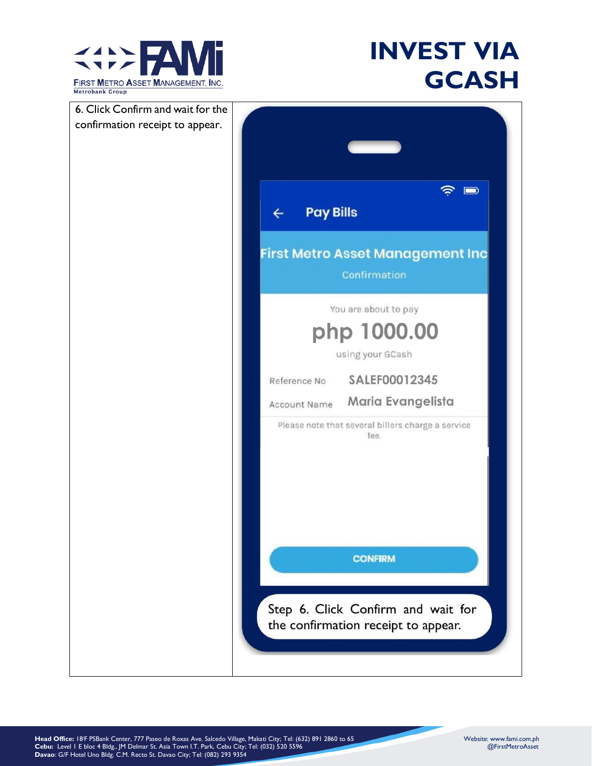# INVEST VIA GCASH

| | |
|---|---|
| 6. Click Confirm and wait for the confirmation receipt to appear. | Pay Bills<br><br>First Metro Asset Management Inc<br>Confirmation<br><br>You are about to pay<br>php 1000.00<br>using your GCash<br><br>Reference No SALEF00012345<br>Account Name Maria Evangelista<br><br>Please note that several billers charge a service fee.<br><br>CONFIRM<br><br>Step 6. Click Confirm and wait for the confirmation receipt to appear. |

**Head Office:** 18/F PSBank Center, 777 Paseo de Roxas Ave. Salcedo Village, Makati City; Tel: (632) 891 2860 to 65
**Cebu:** Level 1 E bloc 4 Bldg., JM Delmar St. Asia Town I.T. Park, Cebu City; Tel: (032) 520 5596
**Davao**: G/F Hotel Uno Bldg. C.M. Recto St. Davao City; Tel: (082) 293 9354

Website: www.fami.com.ph
@FirstMetroAsset